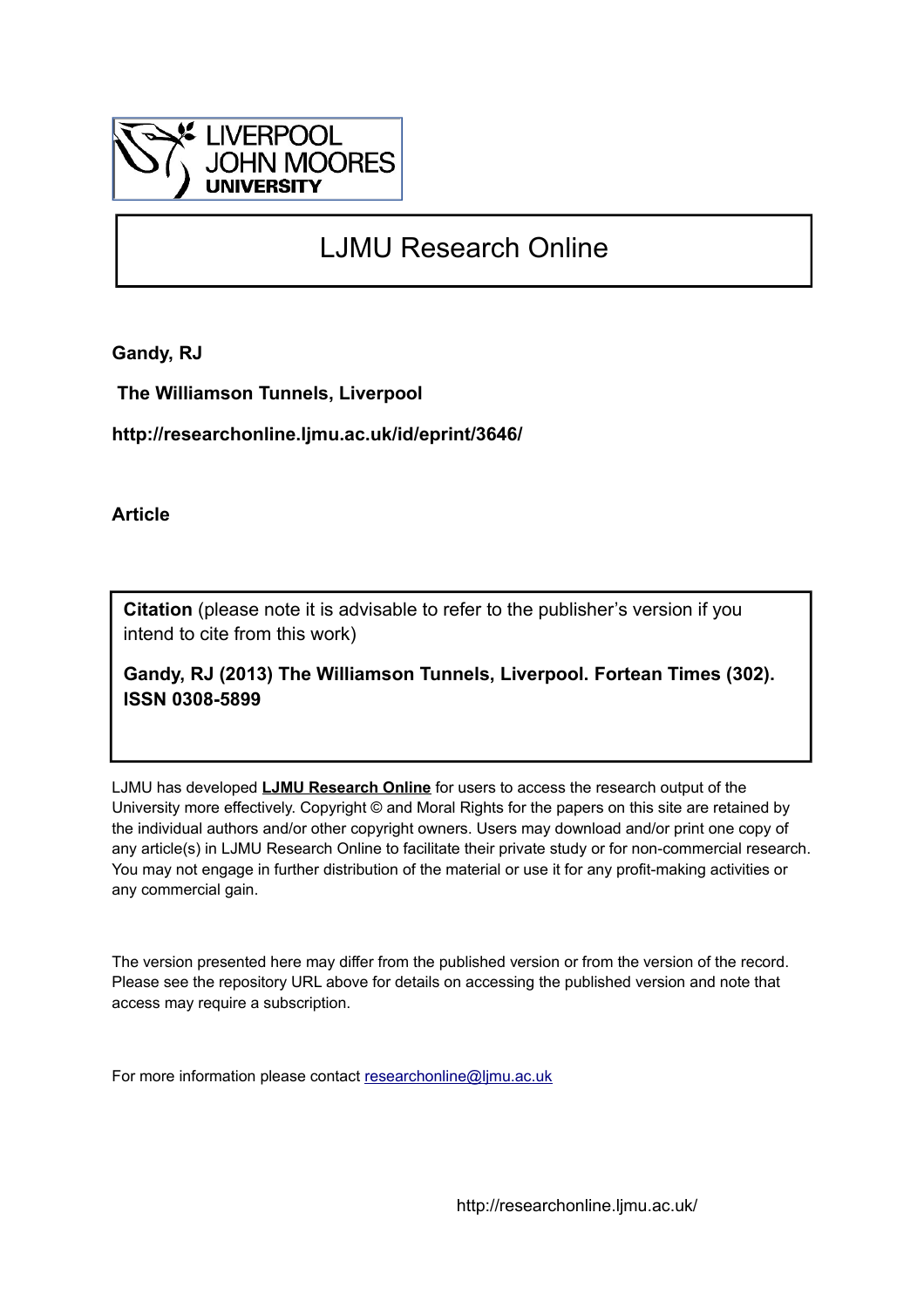LIVERPOOL
JOHN MOORES
UNIVERSITY

# LJMU Research Online

**Gandy, RJ**

**The Williamson Tunnels, Liverpool**

**http://researchonline.ljmu.ac.uk/id/eprint/3646/**

**Article**

**Citation** (please note it is advisable to refer to the publisher's version if you intend to cite from this work)

**Gandy, RJ (2013) The Williamson Tunnels, Liverpool. Fortean Times (302). ISSN 0308-5899**

LJMU has developed **LJMU Research Online** for users to access the research output of the University more effectively. Copyright © and Moral Rights for the papers on this site are retained by the individual authors and/or other copyright owners. Users may download and/or print one copy of any article(s) in LJMU Research Online to facilitate their private study or for non-commercial research. You may not engage in further distribution of the material or use it for any profit-making activities or any commercial gain.

The version presented here may differ from the published version or from the version of the record. Please see the repository URL above for details on accessing the published version and note that access may require a subscription.

For more information please contact researchonline@ljmu.ac.uk

http://researchonline.ljmu.ac.uk/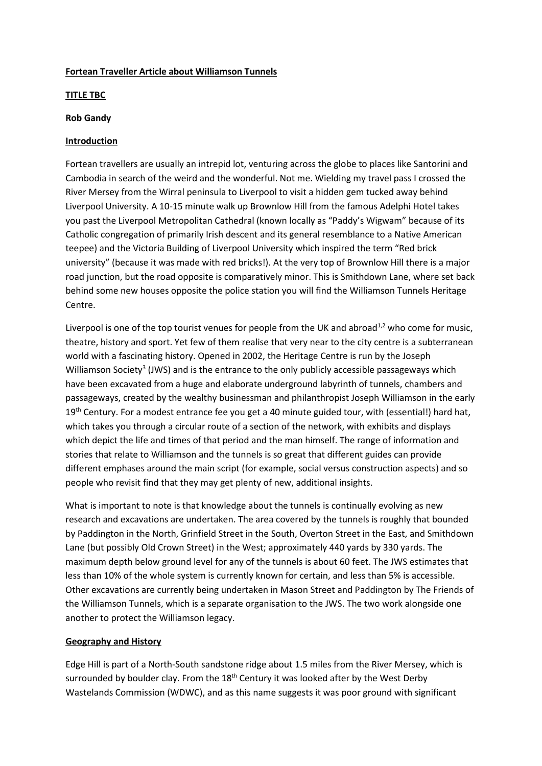**Fortean Traveller Article about Williamson Tunnels**

**TITLE TBC**

**Rob Gandy**

## Introduction

Fortean travellers are usually an intrepid lot, venturing across the globe to places like Santorini and Cambodia in search of the weird and the wonderful. Not me. Wielding my travel pass I crossed the River Mersey from the Wirral peninsula to Liverpool to visit a hidden gem tucked away behind Liverpool University. A 10-15 minute walk up Brownlow Hill from the famous Adelphi Hotel takes you past the Liverpool Metropolitan Cathedral (known locally as "Paddy's Wigwam" because of its Catholic congregation of primarily Irish descent and its general resemblance to a Native American teepee) and the Victoria Building of Liverpool University which inspired the term "Red brick university" (because it was made with red bricks!). At the very top of Brownlow Hill there is a major road junction, but the road opposite is comparatively minor. This is Smithdown Lane, where set back behind some new houses opposite the police station you will find the Williamson Tunnels Heritage Centre.

Liverpool is one of the top tourist venues for people from the UK and abroad[1,2] who come for music, theatre, history and sport. Yet few of them realise that very near to the city centre is a subterranean world with a fascinating history. Opened in 2002, the Heritage Centre is run by the Joseph Williamson Society[3] (JWS) and is the entrance to the only publicly accessible passageways which have been excavated from a huge and elaborate underground labyrinth of tunnels, chambers and passageways, created by the wealthy businessman and philanthropist Joseph Williamson in the early 19th Century. For a modest entrance fee you get a 40 minute guided tour, with (essential!) hard hat, which takes you through a circular route of a section of the network, with exhibits and displays which depict the life and times of that period and the man himself. The range of information and stories that relate to Williamson and the tunnels is so great that different guides can provide different emphases around the main script (for example, social versus construction aspects) and so people who revisit find that they may get plenty of new, additional insights.

What is important to note is that knowledge about the tunnels is continually evolving as new research and excavations are undertaken. The area covered by the tunnels is roughly that bounded by Paddington in the North, Grinfield Street in the South, Overton Street in the East, and Smithdown Lane (but possibly Old Crown Street) in the West; approximately 440 yards by 330 yards. The maximum depth below ground level for any of the tunnels is about 60 feet. The JWS estimates that less than 10% of the whole system is currently known for certain, and less than 5% is accessible. Other excavations are currently being undertaken in Mason Street and Paddington by The Friends of the Williamson Tunnels, which is a separate organisation to the JWS. The two work alongside one another to protect the Williamson legacy.

## Geography and History

Edge Hill is part of a North-South sandstone ridge about 1.5 miles from the River Mersey, which is surrounded by boulder clay. From the 18th Century it was looked after by the West Derby Wastelands Commission (WDWC), and as this name suggests it was poor ground with significant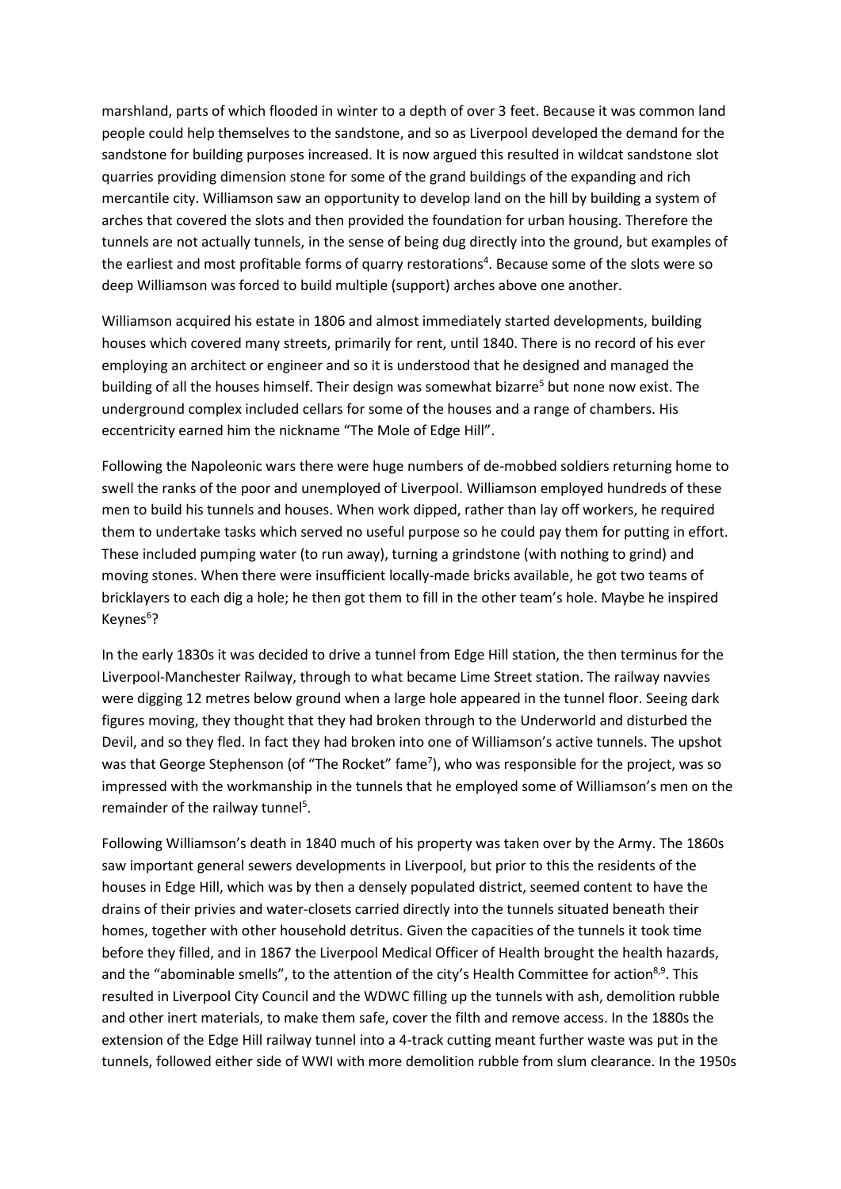marshland, parts of which flooded in winter to a depth of over 3 feet. Because it was common land people could help themselves to the sandstone, and so as Liverpool developed the demand for the sandstone for building purposes increased. It is now argued this resulted in wildcat sandstone slot quarries providing dimension stone for some of the grand buildings of the expanding and rich mercantile city. Williamson saw an opportunity to develop land on the hill by building a system of arches that covered the slots and then provided the foundation for urban housing. Therefore the tunnels are not actually tunnels, in the sense of being dug directly into the ground, but examples of the earliest and most profitable forms of quarry restorations[4]. Because some of the slots were so deep Williamson was forced to build multiple (support) arches above one another.

Williamson acquired his estate in 1806 and almost immediately started developments, building houses which covered many streets, primarily for rent, until 1840. There is no record of his ever employing an architect or engineer and so it is understood that he designed and managed the building of all the houses himself. Their design was somewhat bizarre[5] but none now exist. The underground complex included cellars for some of the houses and a range of chambers. His eccentricity earned him the nickname "The Mole of Edge Hill".

Following the Napoleonic wars there were huge numbers of de-mobbed soldiers returning home to swell the ranks of the poor and unemployed of Liverpool. Williamson employed hundreds of these men to build his tunnels and houses. When work dipped, rather than lay off workers, he required them to undertake tasks which served no useful purpose so he could pay them for putting in effort. These included pumping water (to run away), turning a grindstone (with nothing to grind) and moving stones. When there were insufficient locally-made bricks available, he got two teams of bricklayers to each dig a hole; he then got them to fill in the other team's hole. Maybe he inspired Keynes[6]?

In the early 1830s it was decided to drive a tunnel from Edge Hill station, the then terminus for the Liverpool-Manchester Railway, through to what became Lime Street station. The railway navvies were digging 12 metres below ground when a large hole appeared in the tunnel floor. Seeing dark figures moving, they thought that they had broken through to the Underworld and disturbed the Devil, and so they fled. In fact they had broken into one of Williamson's active tunnels. The upshot was that George Stephenson (of "The Rocket" fame[7]), who was responsible for the project, was so impressed with the workmanship in the tunnels that he employed some of Williamson's men on the remainder of the railway tunnel[5].

Following Williamson's death in 1840 much of his property was taken over by the Army. The 1860s saw important general sewers developments in Liverpool, but prior to this the residents of the houses in Edge Hill, which was by then a densely populated district, seemed content to have the drains of their privies and water-closets carried directly into the tunnels situated beneath their homes, together with other household detritus. Given the capacities of the tunnels it took time before they filled, and in 1867 the Liverpool Medical Officer of Health brought the health hazards, and the "abominable smells", to the attention of the city's Health Committee for action[8,9]. This resulted in Liverpool City Council and the WDWC filling up the tunnels with ash, demolition rubble and other inert materials, to make them safe, cover the filth and remove access. In the 1880s the extension of the Edge Hill railway tunnel into a 4-track cutting meant further waste was put in the tunnels, followed either side of WWI with more demolition rubble from slum clearance. In the 1950s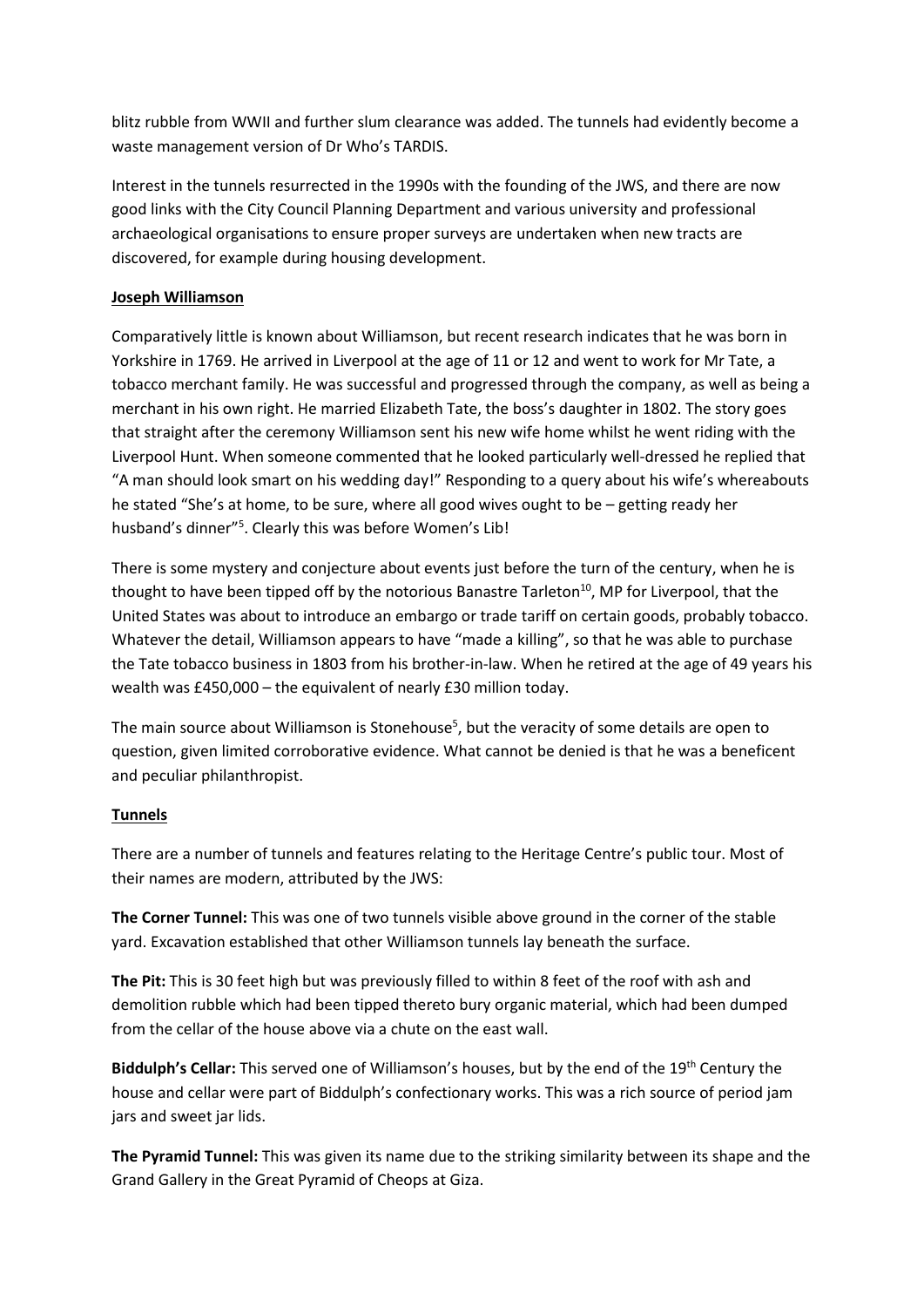blitz rubble from WWII and further slum clearance was added. The tunnels had evidently become a waste management version of Dr Who's TARDIS.

Interest in the tunnels resurrected in the 1990s with the founding of the JWS, and there are now good links with the City Council Planning Department and various university and professional archaeological organisations to ensure proper surveys are undertaken when new tracts are discovered, for example during housing development.

## Joseph Williamson

Comparatively little is known about Williamson, but recent research indicates that he was born in Yorkshire in 1769. He arrived in Liverpool at the age of 11 or 12 and went to work for Mr Tate, a tobacco merchant family. He was successful and progressed through the company, as well as being a merchant in his own right. He married Elizabeth Tate, the boss's daughter in 1802. The story goes that straight after the ceremony Williamson sent his new wife home whilst he went riding with the Liverpool Hunt. When someone commented that he looked particularly well-dressed he replied that "A man should look smart on his wedding day!" Responding to a query about his wife's whereabouts he stated "She's at home, to be sure, where all good wives ought to be – getting ready her husband's dinner"[5]. Clearly this was before Women's Lib!

There is some mystery and conjecture about events just before the turn of the century, when he is thought to have been tipped off by the notorious Banastre Tarleton[10], MP for Liverpool, that the United States was about to introduce an embargo or trade tariff on certain goods, probably tobacco. Whatever the detail, Williamson appears to have "made a killing", so that he was able to purchase the Tate tobacco business in 1803 from his brother-in-law. When he retired at the age of 49 years his wealth was £450,000 – the equivalent of nearly £30 million today.

The main source about Williamson is Stonehouse[5], but the veracity of some details are open to question, given limited corroborative evidence. What cannot be denied is that he was a beneficent and peculiar philanthropist.

## Tunnels

There are a number of tunnels and features relating to the Heritage Centre's public tour. Most of their names are modern, attributed by the JWS:

**The Corner Tunnel:** This was one of two tunnels visible above ground in the corner of the stable yard. Excavation established that other Williamson tunnels lay beneath the surface.

**The Pit:** This is 30 feet high but was previously filled to within 8 feet of the roof with ash and demolition rubble which had been tipped thereto bury organic material, which had been dumped from the cellar of the house above via a chute on the east wall.

**Biddulph's Cellar:** This served one of Williamson's houses, but by the end of the 19th Century the house and cellar were part of Biddulph's confectionary works. This was a rich source of period jam jars and sweet jar lids.

**The Pyramid Tunnel:** This was given its name due to the striking similarity between its shape and the Grand Gallery in the Great Pyramid of Cheops at Giza.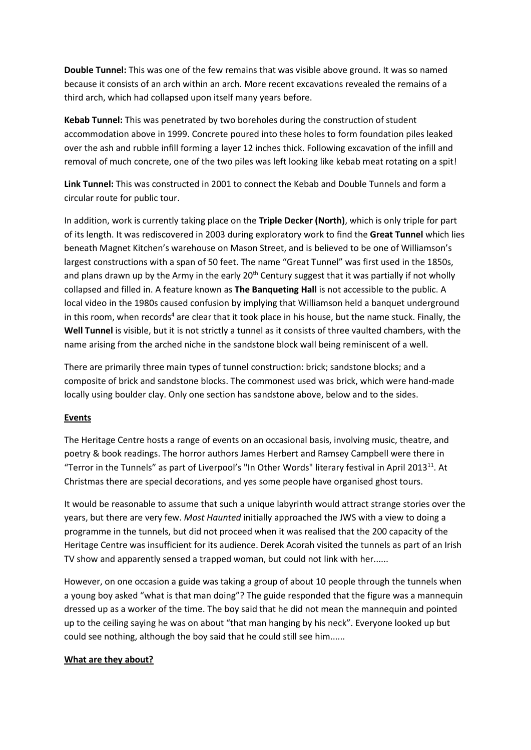**Double Tunnel:** This was one of the few remains that was visible above ground. It was so named because it consists of an arch within an arch. More recent excavations revealed the remains of a third arch, which had collapsed upon itself many years before.

**Kebab Tunnel:** This was penetrated by two boreholes during the construction of student accommodation above in 1999. Concrete poured into these holes to form foundation piles leaked over the ash and rubble infill forming a layer 12 inches thick. Following excavation of the infill and removal of much concrete, one of the two piles was left looking like kebab meat rotating on a spit!

**Link Tunnel:** This was constructed in 2001 to connect the Kebab and Double Tunnels and form a circular route for public tour.

In addition, work is currently taking place on the **Triple Decker (North)**, which is only triple for part of its length. It was rediscovered in 2003 during exploratory work to find the **Great Tunnel** which lies beneath Magnet Kitchen's warehouse on Mason Street, and is believed to be one of Williamson's largest constructions with a span of 50 feet. The name "Great Tunnel" was first used in the 1850s, and plans drawn up by the Army in the early 20th Century suggest that it was partially if not wholly collapsed and filled in. A feature known as **The Banqueting Hall** is not accessible to the public. A local video in the 1980s caused confusion by implying that Williamson held a banquet underground in this room, when records[4] are clear that it took place in his house, but the name stuck. Finally, the **Well Tunnel** is visible, but it is not strictly a tunnel as it consists of three vaulted chambers, with the name arising from the arched niche in the sandstone block wall being reminiscent of a well.

There are primarily three main types of tunnel construction: brick; sandstone blocks; and a composite of brick and sandstone blocks. The commonest used was brick, which were hand-made locally using boulder clay. Only one section has sandstone above, below and to the sides.

**Events**

The Heritage Centre hosts a range of events on an occasional basis, involving music, theatre, and poetry & book readings. The horror authors James Herbert and Ramsey Campbell were there in "Terror in the Tunnels" as part of Liverpool's "In Other Words" literary festival in April 2013[11]. At Christmas there are special decorations, and yes some people have organised ghost tours.

It would be reasonable to assume that such a unique labyrinth would attract strange stories over the years, but there are very few. *Most Haunted* initially approached the JWS with a view to doing a programme in the tunnels, but did not proceed when it was realised that the 200 capacity of the Heritage Centre was insufficient for its audience. Derek Acorah visited the tunnels as part of an Irish TV show and apparently sensed a trapped woman, but could not link with her......

However, on one occasion a guide was taking a group of about 10 people through the tunnels when a young boy asked "what is that man doing"? The guide responded that the figure was a mannequin dressed up as a worker of the time. The boy said that he did not mean the mannequin and pointed up to the ceiling saying he was on about "that man hanging by his neck". Everyone looked up but could see nothing, although the boy said that he could still see him......

**What are they about?**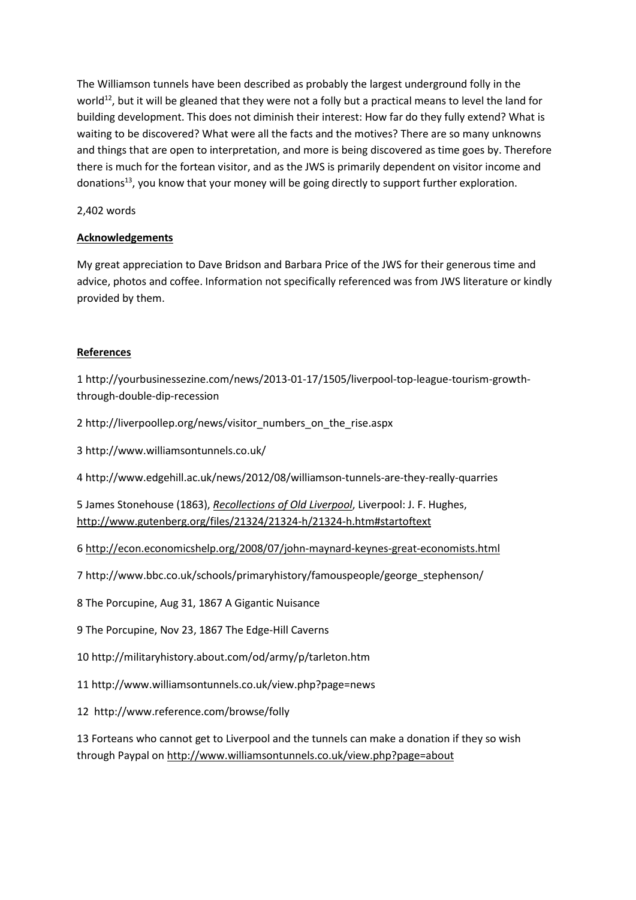The Williamson tunnels have been described as probably the largest underground folly in the world[12], but it will be gleaned that they were not a folly but a practical means to level the land for building development. This does not diminish their interest: How far do they fully extend? What is waiting to be discovered? What were all the facts and the motives? There are so many unknowns and things that are open to interpretation, and more is being discovered as time goes by. Therefore there is much for the fortean visitor, and as the JWS is primarily dependent on visitor income and donations[13], you know that your money will be going directly to support further exploration.

2,402 words

**Acknowledgements**

My great appreciation to Dave Bridson and Barbara Price of the JWS for their generous time and advice, photos and coffee. Information not specifically referenced was from JWS literature or kindly provided by them.

**References**

1 http://yourbusinessezine.com/news/2013-01-17/1505/liverpool-top-league-tourism-growth-through-double-dip-recession

2 http://liverpoollep.org/news/visitor_numbers_on_the_rise.aspx

3 http://www.williamsontunnels.co.uk/

4 http://www.edgehill.ac.uk/news/2012/08/williamson-tunnels-are-they-really-quarries

5 James Stonehouse (1863), *Recollections of Old Liverpool*, Liverpool: J. F. Hughes, http://www.gutenberg.org/files/21324/21324-h/21324-h.htm#startoftext

6 http://econ.economicshelp.org/2008/07/john-maynard-keynes-great-economists.html

7 http://www.bbc.co.uk/schools/primaryhistory/famouspeople/george_stephenson/

8 The Porcupine, Aug 31, 1867 A Gigantic Nuisance

9 The Porcupine, Nov 23, 1867 The Edge-Hill Caverns

10 http://militaryhistory.about.com/od/army/p/tarleton.htm

11 http://www.williamsontunnels.co.uk/view.php?page=news

12 http://www.reference.com/browse/folly

13 Forteans who cannot get to Liverpool and the tunnels can make a donation if they so wish through Paypal on http://www.williamsontunnels.co.uk/view.php?page=about